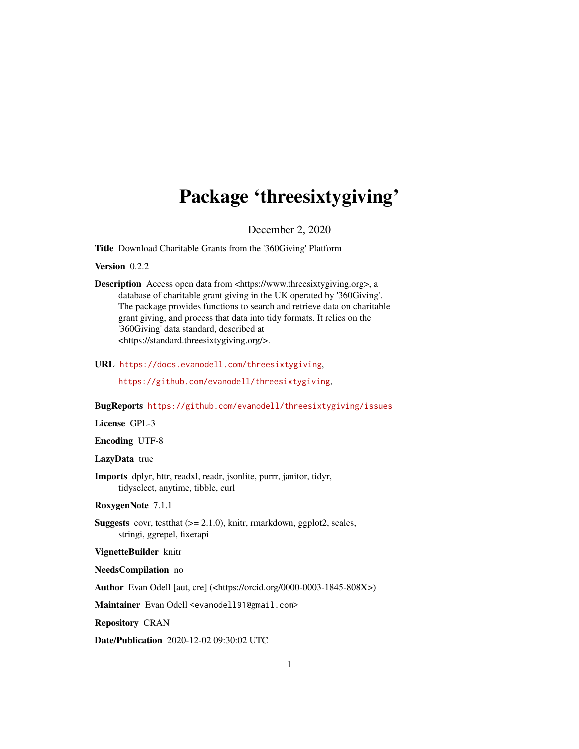# Package 'threesixtygiving'

December 2, 2020

**Title** Download Charitable Grants from the '360Giving' Platform

**Version** 0.2.2

**Description** Access open data from <https://www.threesixtygiving.org>, a database of charitable grant giving in the UK operated by '360Giving'. The package provides functions to search and retrieve data on charitable grant giving, and process that data into tidy formats. It relies on the '360Giving' data standard, described at <https://standard.threesixtygiving.org/>.

**URL** https://docs.evanodell.com/threesixtygiving,

https://github.com/evanodell/threesixtygiving,

**BugReports** https://github.com/evanodell/threesixtygiving/issues

**License** GPL-3

**Encoding** UTF-8

**LazyData** true

**Imports** dplyr, httr, readxl, readr, jsonlite, purrr, janitor, tidyr, tidyselect, anytime, tibble, curl

**RoxygenNote** 7.1.1

**Suggests** covr, testthat (>= 2.1.0), knitr, rmarkdown, ggplot2, scales, stringi, ggrepel, fixerapi

**VignetteBuilder** knitr

**NeedsCompilation** no

**Author** Evan Odell [aut, cre] (<https://orcid.org/0000-0003-1845-808X>)

**Maintainer** Evan Odell <evanodell91@gmail.com>

**Repository** CRAN

**Date/Publication** 2020-12-02 09:30:02 UTC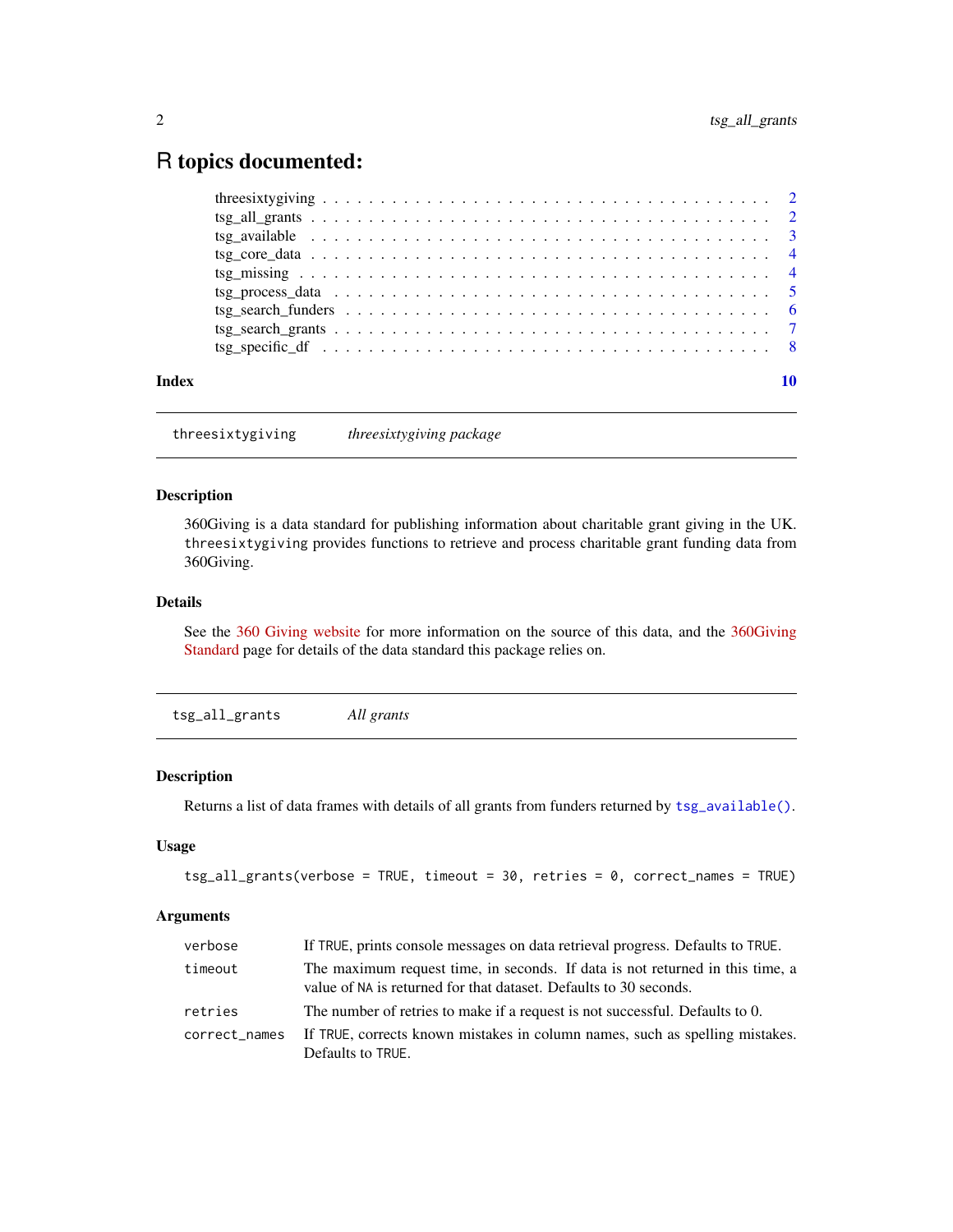# R topics documented:

| | |
|---|---|
| threesixtygiving | 2 |
| tsg_all_grants | 2 |
| tsg_available | 3 |
| tsg_core_data | 4 |
| tsg_missing | 4 |
| tsg_process_data | 5 |
| tsg_search_funders | 6 |
| tsg_search_grants | 7 |
| tsg_specific_df | 8 |
| **Index** | **10** |

---

`threesixtygiving` *threesixtygiving package*

---

### Description

360Giving is a data standard for publishing information about charitable grant giving in the UK. `threesixtygiving` provides functions to retrieve and process charitable grant funding data from 360Giving.

### Details

See the 360 Giving website for more information on the source of this data, and the 360Giving Standard page for details of the data standard this package relies on.

---

`tsg_all_grants` *All grants*

---

### Description

Returns a list of data frames with details of all grants from funders returned by `tsg_available()`.

### Usage

```
tsg_all_grants(verbose = TRUE, timeout = 30, retries = 0, correct_names = TRUE)
```

### Arguments

| | |
|---|---|
| `verbose` | If `TRUE`, prints console messages on data retrieval progress. Defaults to `TRUE`. |
| `timeout` | The maximum request time, in seconds. If data is not returned in this time, a value of `NA` is returned for that dataset. Defaults to 30 seconds. |
| `retries` | The number of retries to make if a request is not successful. Defaults to 0. |
| `correct_names` | If `TRUE`, corrects known mistakes in column names, such as spelling mistakes. Defaults to `TRUE`. |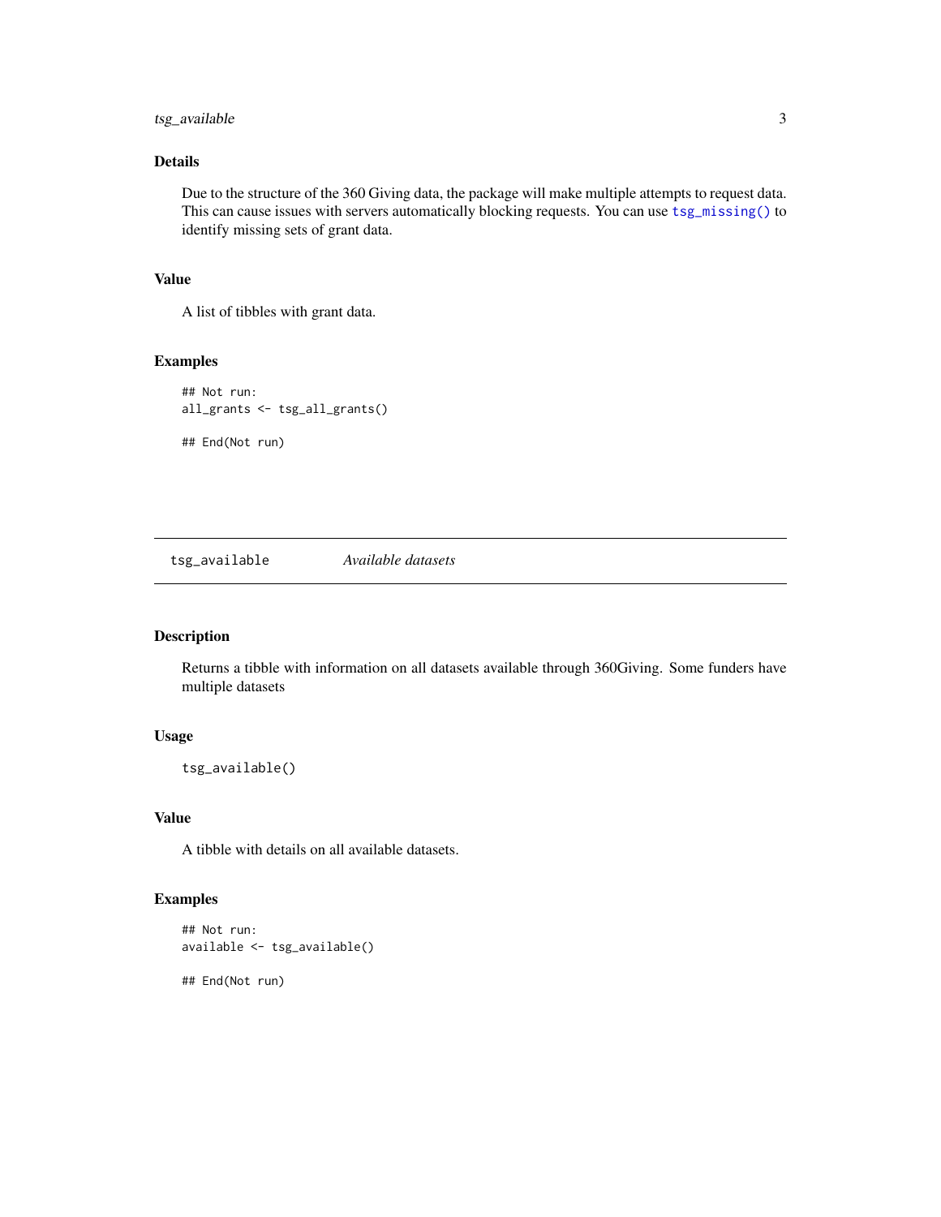### Details

Due to the structure of the 360 Giving data, the package will make multiple attempts to request data. This can cause issues with servers automatically blocking requests. You can use `tsg_missing()` to identify missing sets of grant data.

### Value

A list of tibbles with grant data.

### Examples

```
## Not run:
all_grants <- tsg_all_grants()

## End(Not run)
```

---

## tsg_available — *Available datasets*

---

### Description

Returns a tibble with information on all datasets available through 360Giving. Some funders have multiple datasets

### Usage

```
tsg_available()
```

### Value

A tibble with details on all available datasets.

### Examples

```
## Not run:
available <- tsg_available()

## End(Not run)
```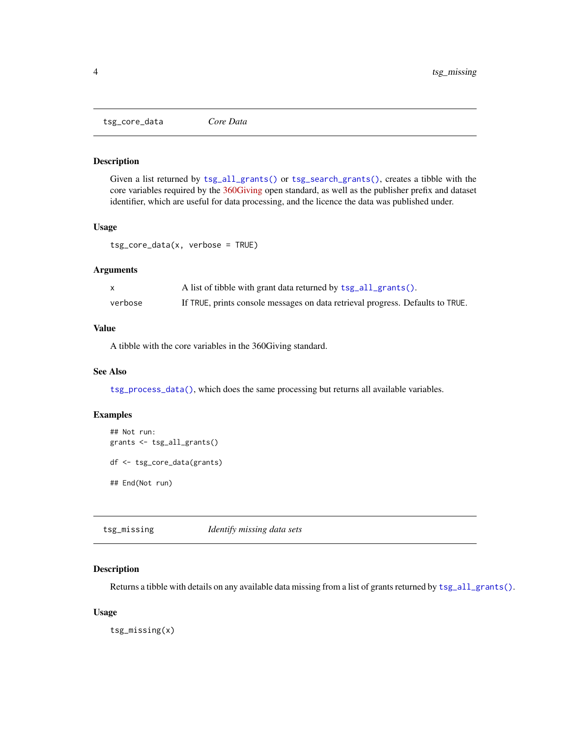## tsg_core_data *Core Data*

### Description

Given a list returned by `tsg_all_grants()` or `tsg_search_grants()`, creates a tibble with the core variables required by the 360Giving open standard, as well as the publisher prefix and dataset identifier, which are useful for data processing, and the licence the data was published under.

### Usage

```
tsg_core_data(x, verbose = TRUE)
```

### Arguments

| | |
|---|---|
| x | A list of tibble with grant data returned by `tsg_all_grants()`. |
| verbose | If `TRUE`, prints console messages on data retrieval progress. Defaults to `TRUE`. |

### Value

A tibble with the core variables in the 360Giving standard.

### See Also

`tsg_process_data()`, which does the same processing but returns all available variables.

### Examples

```
## Not run:
grants <- tsg_all_grants()

df <- tsg_core_data(grants)

## End(Not run)
```

## tsg_missing *Identify missing data sets*

### Description

Returns a tibble with details on any available data missing from a list of grants returned by `tsg_all_grants()`.

### Usage

```
tsg_missing(x)
```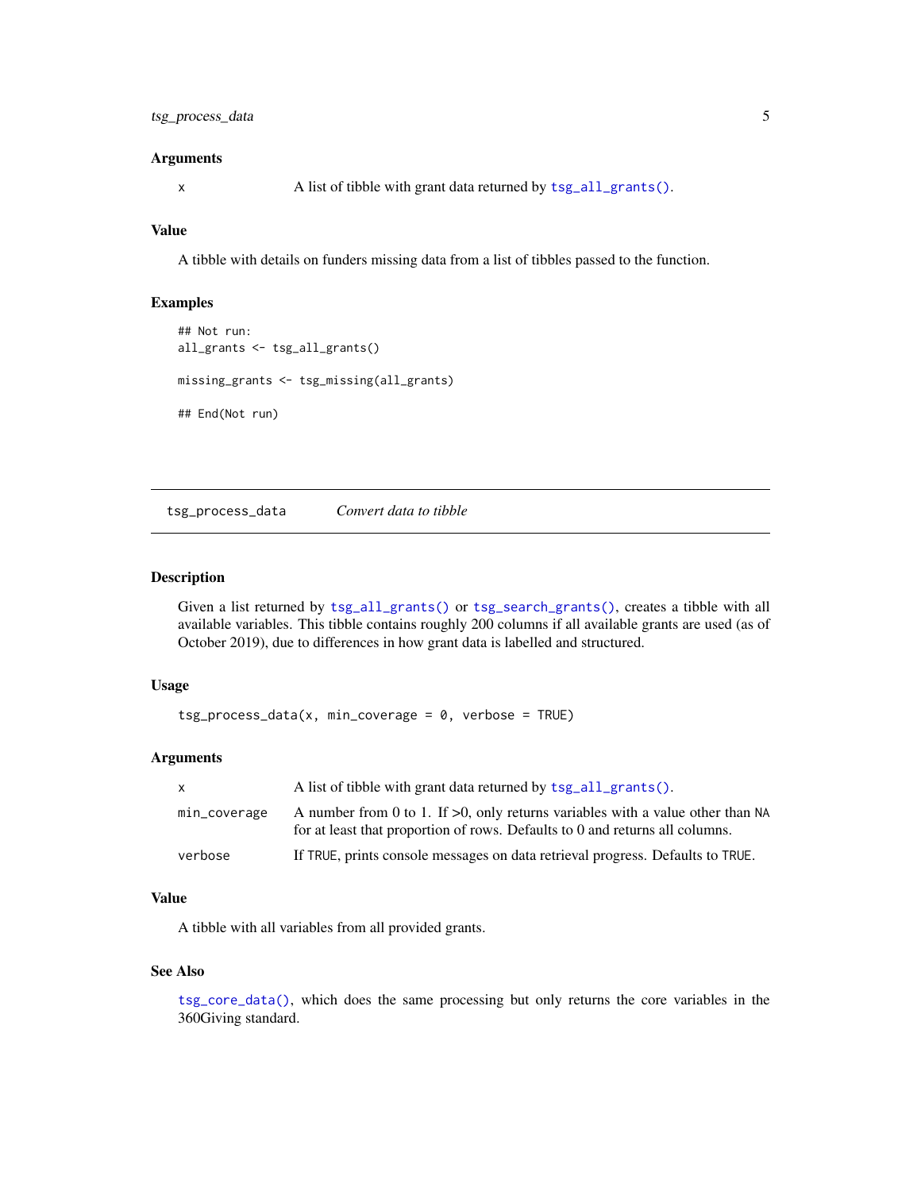### Arguments

| | |
|---|---|
| x | A list of tibble with grant data returned by `tsg_all_grants()`. |

### Value

A tibble with details on funders missing data from a list of tibbles passed to the function.

### Examples

```
## Not run:
all_grants <- tsg_all_grants()

missing_grants <- tsg_missing(all_grants)

## End(Not run)
```

---

## tsg_process_data — *Convert data to tibble*

---

### Description

Given a list returned by `tsg_all_grants()` or `tsg_search_grants()`, creates a tibble with all available variables. This tibble contains roughly 200 columns if all available grants are used (as of October 2019), due to differences in how grant data is labelled and structured.

### Usage

```
tsg_process_data(x, min_coverage = 0, verbose = TRUE)
```

### Arguments

| | |
|---|---|
| x | A list of tibble with grant data returned by `tsg_all_grants()`. |
| min_coverage | A number from 0 to 1. If >0, only returns variables with a value other than `NA` for at least that proportion of rows. Defaults to 0 and returns all columns. |
| verbose | If `TRUE`, prints console messages on data retrieval progress. Defaults to `TRUE`. |

### Value

A tibble with all variables from all provided grants.

### See Also

`tsg_core_data()`, which does the same processing but only returns the core variables in the 360Giving standard.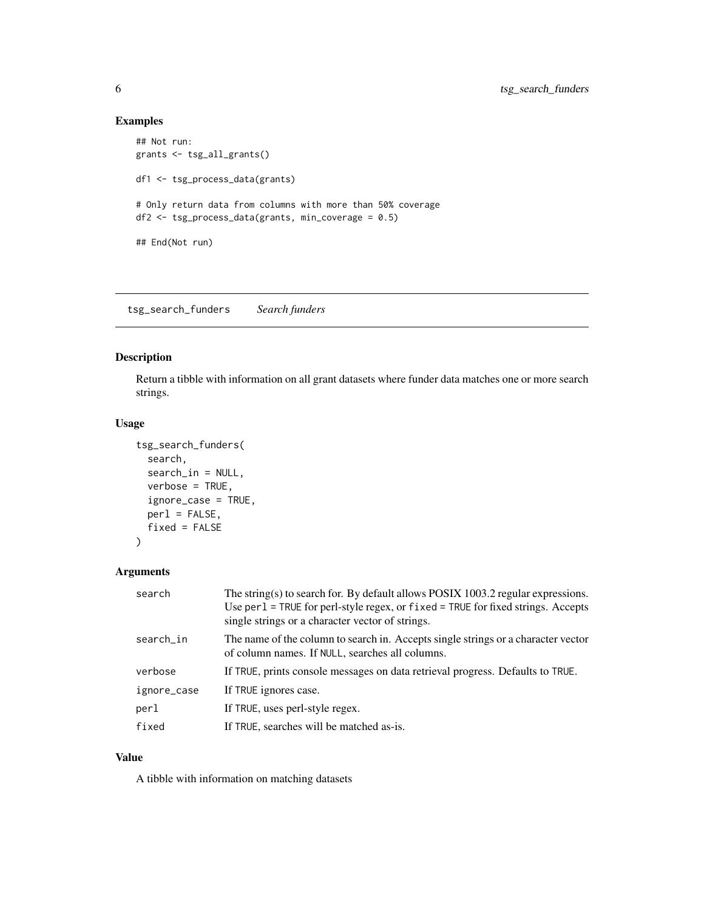## Examples

```
## Not run:
grants <- tsg_all_grants()

df1 <- tsg_process_data(grants)

# Only return data from columns with more than 50% coverage
df2 <- tsg_process_data(grants, min_coverage = 0.5)

## End(Not run)
```

---

# tsg_search_funders *Search funders*

---

## Description

Return a tibble with information on all grant datasets where funder data matches one or more search strings.

## Usage

```
tsg_search_funders(
  search,
  search_in = NULL,
  verbose = TRUE,
  ignore_case = TRUE,
  perl = FALSE,
  fixed = FALSE
)
```

## Arguments

| | |
|---|---|
| `search` | The string(s) to search for. By default allows POSIX 1003.2 regular expressions. Use `perl = TRUE` for perl-style regex, or `fixed = TRUE` for fixed strings. Accepts single strings or a character vector of strings. |
| `search_in` | The name of the column to search in. Accepts single strings or a character vector of column names. If `NULL`, searches all columns. |
| `verbose` | If `TRUE`, prints console messages on data retrieval progress. Defaults to `TRUE`. |
| `ignore_case` | If `TRUE` ignores case. |
| `perl` | If `TRUE`, uses perl-style regex. |
| `fixed` | If `TRUE`, searches will be matched as-is. |

## Value

A tibble with information on matching datasets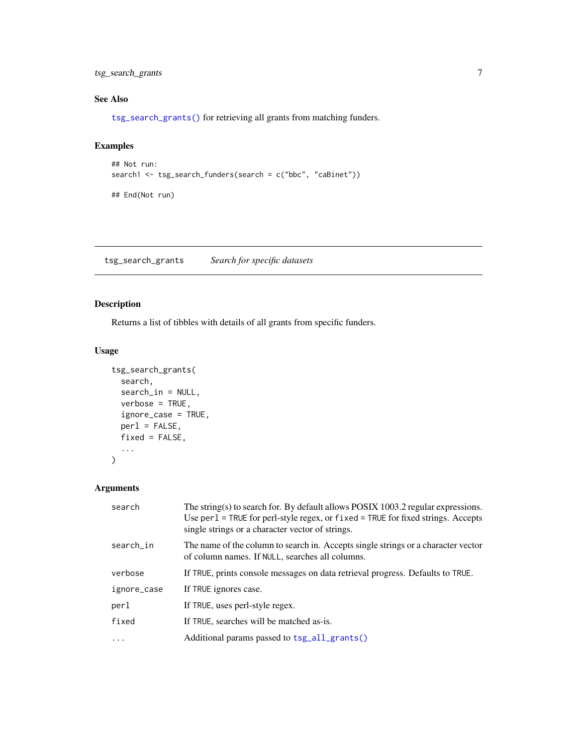### See Also

`tsg_search_grants()` for retrieving all grants from matching funders.

### Examples

```
## Not run:
search1 <- tsg_search_funders(search = c("bbc", "caBinet"))

## End(Not run)
```

---

## tsg_search_grants — *Search for specific datasets*

---

### Description

Returns a list of tibbles with details of all grants from specific funders.

### Usage

```
tsg_search_grants(
  search,
  search_in = NULL,
  verbose = TRUE,
  ignore_case = TRUE,
  perl = FALSE,
  fixed = FALSE,
  ...
)
```

### Arguments

| | |
|---|---|
| `search` | The string(s) to search for. By default allows POSIX 1003.2 regular expressions. Use `perl = TRUE` for perl-style regex, or `fixed = TRUE` for fixed strings. Accepts single strings or a character vector of strings. |
| `search_in` | The name of the column to search in. Accepts single strings or a character vector of column names. If `NULL`, searches all columns. |
| `verbose` | If `TRUE`, prints console messages on data retrieval progress. Defaults to `TRUE`. |
| `ignore_case` | If `TRUE` ignores case. |
| `perl` | If `TRUE`, uses perl-style regex. |
| `fixed` | If `TRUE`, searches will be matched as-is. |
| `...` | Additional params passed to `tsg_all_grants()` |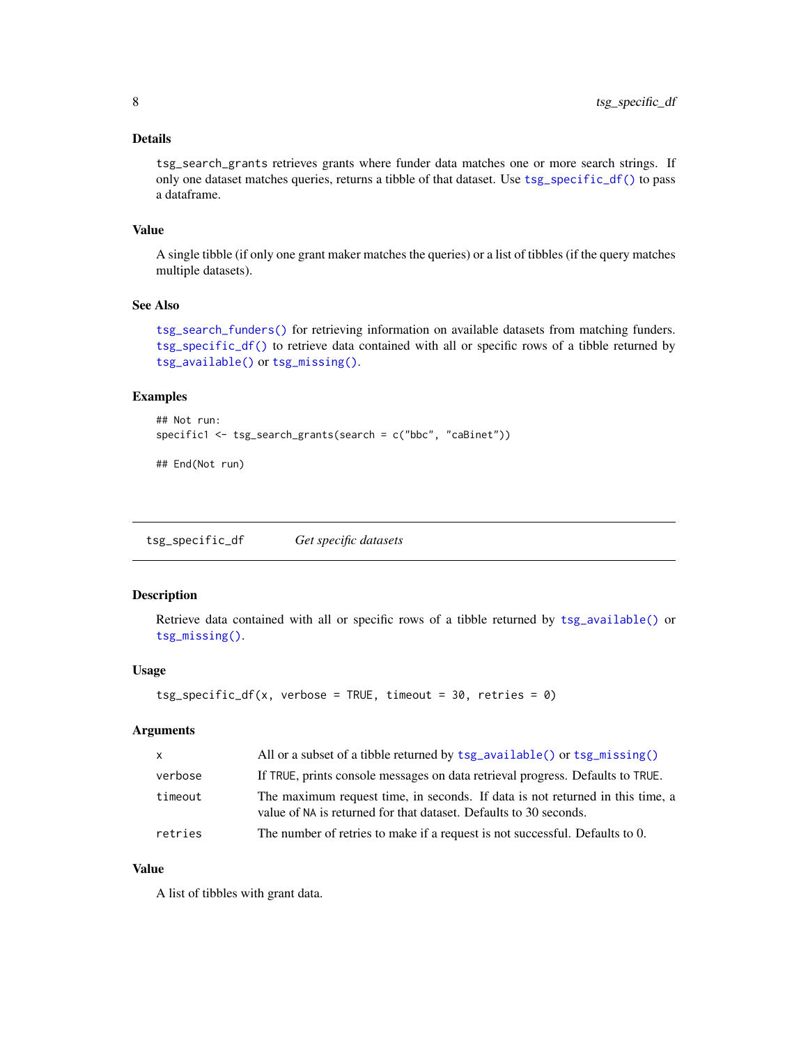### Details

`tsg_search_grants` retrieves grants where funder data matches one or more search strings. If only one dataset matches queries, returns a tibble of that dataset. Use `tsg_specific_df()` to pass a dataframe.

### Value

A single tibble (if only one grant maker matches the queries) or a list of tibbles (if the query matches multiple datasets).

### See Also

`tsg_search_funders()` for retrieving information on available datasets from matching funders. `tsg_specific_df()` to retrieve data contained with all or specific rows of a tibble returned by `tsg_available()` or `tsg_missing()`.

### Examples

```
## Not run:
specific1 <- tsg_search_grants(search = c("bbc", "caBinet"))

## End(Not run)
```

---

## tsg_specific_df    *Get specific datasets*

---

### Description

Retrieve data contained with all or specific rows of a tibble returned by `tsg_available()` or `tsg_missing()`.

### Usage

```
tsg_specific_df(x, verbose = TRUE, timeout = 30, retries = 0)
```

### Arguments

| | |
|---|---|
| `x` | All or a subset of a tibble returned by `tsg_available()` or `tsg_missing()` |
| `verbose` | If `TRUE`, prints console messages on data retrieval progress. Defaults to `TRUE`. |
| `timeout` | The maximum request time, in seconds. If data is not returned in this time, a value of `NA` is returned for that dataset. Defaults to 30 seconds. |
| `retries` | The number of retries to make if a request is not successful. Defaults to 0. |

### Value

A list of tibbles with grant data.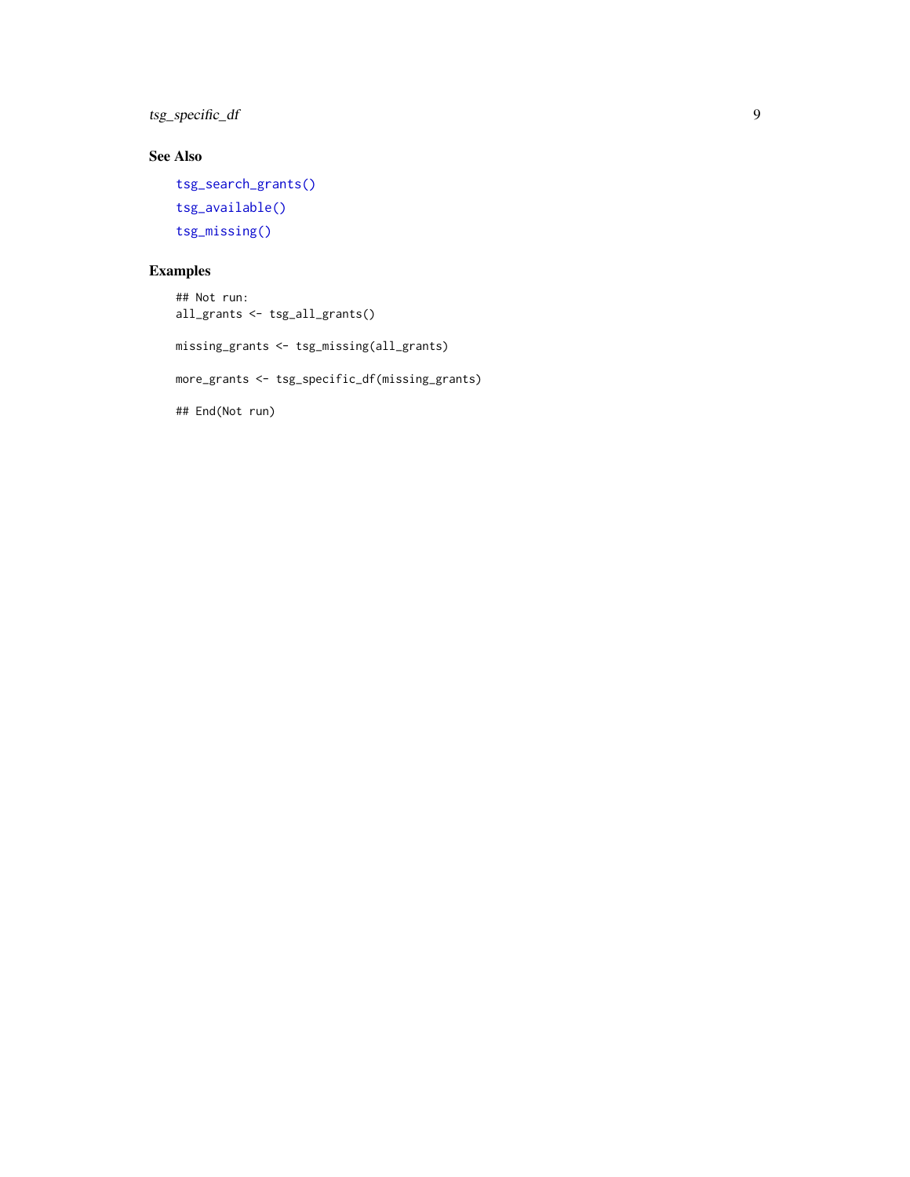### See Also

`tsg_search_grants()`

`tsg_available()`

`tsg_missing()`

### Examples

```
## Not run:
all_grants <- tsg_all_grants()

missing_grants <- tsg_missing(all_grants)

more_grants <- tsg_specific_df(missing_grants)

## End(Not run)
```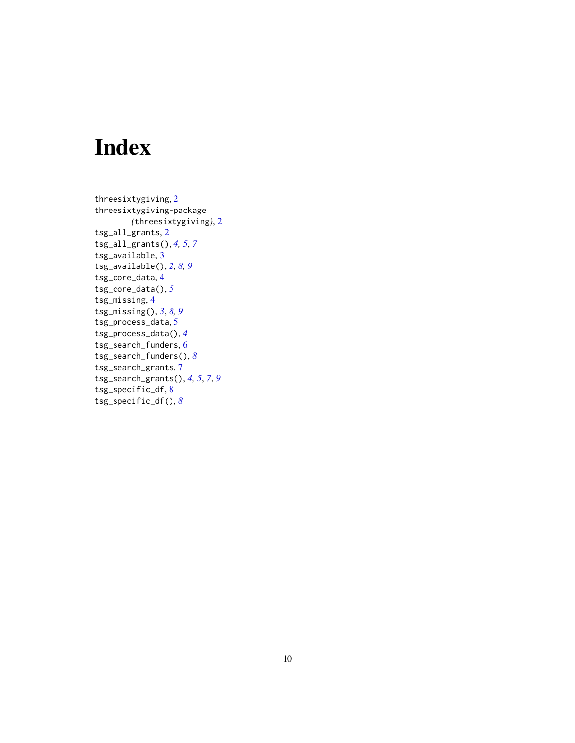# Index

threesixtygiving, 2
threesixtygiving-package
    (threesixtygiving), 2
tsg_all_grants, 2
tsg_all_grants(), *4, 5*, *7*
tsg_available, 3
tsg_available(), *2*, *8, 9*
tsg_core_data, 4
tsg_core_data(), *5*
tsg_missing, 4
tsg_missing(), *3*, *8, 9*
tsg_process_data, 5
tsg_process_data(), *4*
tsg_search_funders, 6
tsg_search_funders(), *8*
tsg_search_grants, 7
tsg_search_grants(), *4, 5*, *7*, *9*
tsg_specific_df, 8
tsg_specific_df(), *8*